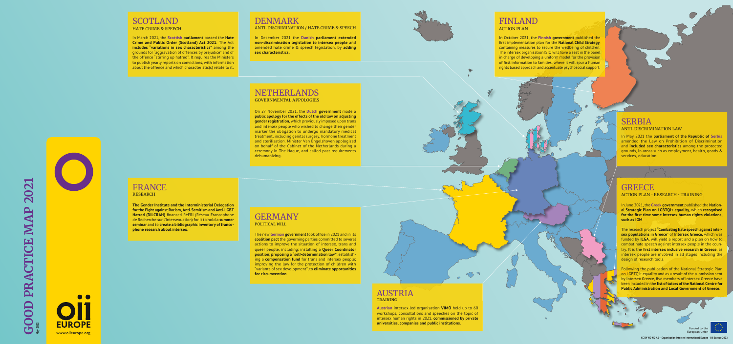# GOOD PRACTICE MAP 2021

May 2022

OII EUROPE

www.oiieurope.org

## SCOTLAND
HATE CRIME & SPEECH

In March 2021, the **Scottish parliament** passed the **Hate Crime and Public Order (Scotland) Act 2021**. The Act **includes "variations in sex characteristics"** among the grounds for "aggravation of offences by prejudice" and of the offence "stirring up hatred". It requires the Ministers to publish yearly reports on convictions, with information about the offence and which characteristic(s) relate to it.

## DENMARK
ANTI-DISCRIMINATION / HATE CRIME & SPEECH

In December 2021 the **Danish parliament extended non-discrimination legislation to intersex people** and amended hate crime & speech legislation, by **adding sex characteristics.**

## FINLAND
ACTION PLAN

In October 2021, the **Finnish government** published the first implementation plan for the **National Child Strategy**, containing measures to secure the wellbeing of children. The intersex organisation ISIO will have a seat in the panel in charge of developing a uniform model for the provision of first information to families, where it will spur a human rights based approach and accentuate psychosocial support.

## NETHERLANDS
GOVERNMENTAL APPOLOGIES

On 27 November 2021, the **Dutch government** made a **public apology for the effects of the old law on adjusting gender registration**, which previously imposed upon trans and intersex people who wished to change their gender marker the obligation to undergo mandatory medical treatment, including genital surgery, hormone treatment and sterilisation. Minister Van Engelshoven apologized on behalf of the Cabinet of the Netherlands during a ceremony in The Hague, and called past requirements dehumanizing.

## SERBIA
ANTI-DISCRIMINATION LAW

In May 2021 the **parliament of the Republic of Serbia** amended the Law on Prohibition of Discrimination and **included sex characteristics** among the protected grounds, in areas such as employment, health, goods & services, education.

## FRANCE
RESEARCH

**The Gender Institute and the Interministerial Delegation for the Fight against Racism, Anti-Semitism and Anti-LGBT Hatred (DILCRAH)** financed RéFRI (Réseau Francophone de Recherche sur l'Intersexuation) for it to hold a **summer seminar** and to **create a bibliographic inventory of francophone research about intersex**.

## GERMANY
POLITICAL WILL

The new **German government** took office in 2021 and in its **coalition pact** the governing parties committed to several actions to improve the situation of intersex, trans and queer people, including: installing a **Queer Coordinator position**; **proposing a "self-determination law"**; establishing a **compensation fund** for trans and intersex people; improving the law for the protection of children with "variants of sex development", to **eliminate opportunities for circumvention**.

## GREECE
ACTION PLAN • RESEARCH • TRAINING

In June 2021, the **Greek government** published the **National Strategic Plan on LGBTQI+ equality**, which **recognised for the first time some intersex human rights violations, such as IGM**.

The research project **"Combating hate speech against intersex populations in Greece"** of **Intersex Greece**, which was funded by **ILGA**, will yield a report and a plan on how to combat hate speech against intersex people in the country. It is the **first intersex inclusive research in Greece**, as intersex people are involved in all stages including the design of research tools.

Following the publication of the National Strategic Plan on LGBTQI+ equality and as a result of the submission sent by Intersex Greece, five members of Intersex Greece have been included in the **list of tutors of the National Centre for Public Administration and Local Government of Greece**.

## AUSTRIA
TRAINING

**Austrian** intersex-led organisation **VIMÖ** held up to 60 workshops, consultations and speeches on the topic of intersex human rights in 2021, **commissioned by private universities, companies and public institutions.**

Funded by the European Union

CC BY-NC-ND 4.0 - Organisation Intersex International Europe - OII Europe 2022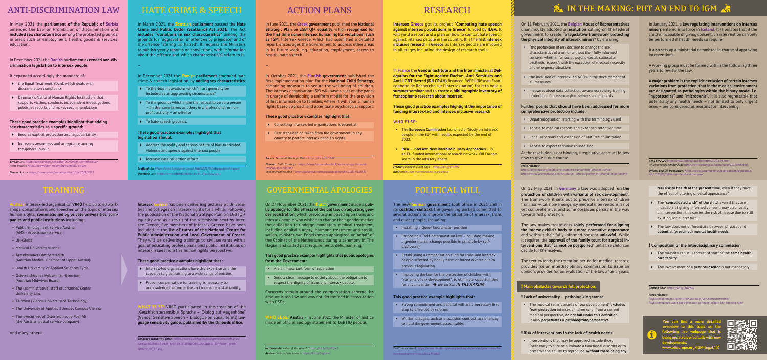## ANTI-DISCRIMINATION LAW

In May 2021 the **parliament of the Republic of Serbia** amended the Law on Prohibition of Discrimination and **included sex characteristics** among the protected grounds, in areas such as employment, health, goods & services, education.

In December 2021 the **Danish parliament extended non-discrimination legislation to intersex people**.

It expanded accordingly the mandate of

- the Equal Treatment Board, which deals with discrimination complaints
- Denmark's National Human Rights Institution, that supports victims, conducts independent investigations, publishes reports and makes recommendations.

**These good practice examples highlight that adding sex characteristics as a specific ground:**

- Ensures explicit protection and legal certainty
- Increases awareness and acceptance among the general public.

*Serbia: Law https://www.propisi.net/zakon-o-zabrani-diskriminacije/*
*Press Release https://www.ilga-era.org/news/finally-visible*
*Denmark: Law https://www.retsinformation.dk/eli/lta/2021/2591*

## HATE CRIME & SPEECH

In March 2021, the **Scottish parliament** passed the **Hate Crime and Public Order (Scotland) Act 2021**. The Act **includes "variations in sex characteristics"** among the grounds for "aggravation of offences by prejudice" and of the offence "stirring up hatred". It requires the Ministers to publish yearly reports on convictions, with information about the offence and which characteristic(s) relate to it.

–

In December 2021 the **Danish parliament** amended hate crime & speech legislation, by **adding sex characteristics**:

- To the bias motivations which "must generally be included as an aggravating circumstance"
- To the grounds which make the refusal to serve a person – on the same terms as others in a professional or non-profit activity – an offence
- To hate speech grounds.

**These good practice examples highlight that legislation should:**

- Address the reality and serious nature of bias-motivated violence and speech against intersex people
- Increase data collection efforts.

*Scotland: Act https://www.legislation.gov.uk/asp/2021/14/introduction/enacted*
*Denmark: Law https://www.retsinformation.dk/eli/lta/2021/2591*

## ACTION PLANS

In June 2021, the **Greek government** published the **National Strategic Plan on LGBTQI+ equality**, which **recognised for the first time some intersex human rights violations, such as IGM**. Intersex Greece, which had submitted a detailed report, encourages the Government to address other areas in its future work, e.g. education, employment, access to health, hate speech.

–

In October 2021, the **Finnish government** published the first implementation plan for the **National Child Strategy**, containing measures to secure the wellbeing of children. The intersex organisation ISIO will have a seat on the panel in charge of developing a uniform model for the provision of first information to families, where it will spur a human rights based approach and accentuate psychosocial support.

**These good practice examples highlight that:**

- Consulting intersex-led organisations is essential
- First steps can be taken from the government in any country to protect intersex people's rights.

*Greece: National Strategic Plan - https://bit.ly/3rY9AT*
*Finland: Child Strategy - https://www.lapsenoikeudet.fi/en/campaign/national-strategy-for-children/*
*Implementation plan - https://julkaisut.valtioneuvosto.fi/handle/10024/163541*

## RESEARCH

**Intersex Greece** got its project **"Combating hate speech against intersex populations in Greece"** funded by **ILGA**. It will yield a report and a plan on how to combat hate speech against intersex people in the country. It is the **first intersex inclusive research in Greece**, as intersex people are involved in all stages including the design of research tools.

–

**In France** the **Gender Institute and the Interministerial Delegation for the Fight against Racism, Anti-Semitism and Anti-LGBT Hatred (DILCRAH)** financed RéFRI (Réseau Francophone de Recherche sur l'Intersexuation) for it to hold a **summer seminar** and to **create a bibliographic inventory of francophone research about intersex**.

**These good practice examples highlight the importance of funding intersex-led and intersex inclusive research**

### WHO ELSE:

- The **European Commission** launched a "Study on Intersex people in the EU" with results expected by the end of 2022.
- **INIA – Intersex: New Interdisciplinary Approaches** – is an EU funded international research network. OII Europe seats in the advisory board.

*France: Facebook Event page - https://bit.ly/3sli7hC*
*INIA: https://www.interseknew.co.uk/about*

## IN THE MAKING: PUT AN END TO IGM

On 11 February 2021, the **Belgian House of Representatives** unanimously adopted a **resolution** calling on the federal government to create **"a legislative framework protecting the physical integrity of intersex minors"** by ensuring:

- "the prohibition of any decision to change the sex characteristics of a minor without their fully informed consent, whether for social, psycho-social, cultural or aesthetic reasons", with the exception of medical necessity and emergency situations
- the inclusion of intersex-led NGOs in the development of all measures
- measures about data collection, awareness raising, training, protection of intersex asylum seekers and migrants.

**Further points that should have been addressed for more comprehensive protection include:**

- Depathologisation, starting with the terminology used
- Access to medical records and extended retention time
- Legal sanctions and extension of statutes of limitation
- Access to expert sensitive counselling.

As the resolution is not binding, a legislative act must follow now to give it due course.

*Press releases:*
*https://oiieurope.org/belgian-resolution-on-protecting-intersex-rights/*
*https://www.genrespluriels.be/Resolution-inter-au-parlement-federal-belge?lang=fr*

In January 2021, a **law regulating interventions on intersex minors** entered into force in **Iceland**. It stipulates that if the child is incapable of giving consent, an intervention can only be performed if health needs so require.

It also sets up a ministerial committee in charge of approving interventions.

A working group must be formed within the following three years to review the law.

**A major problem is the explicit exclusion of certain intersex variations from protection, that in the medical environment are designated as pathologies within the binary model i.e. "hypospadias" and "micropenis".** It is also regrettable that potentially any health needs – not limited to only urgent ones – are considered as reasons for intervening.

*Act 154/2020 https://www.althingi.is/altext/stjt/2020.154.html*
*which amends Act 80/2019 https://www.althingi.is/lagas/nuna/2019080.html*
*Official English translation: https://www.government.is/publications/legislation/lex/2020/01/08/Act-on-Gender-Autonomy/*

## TRAINING

**Austrian** intersex-led organisation **VIMÖ** held up to 60 workshops, consultations and speeches on the topic of intersex human rights, **commissioned by private universities, companies and public institutions** including:

- Public Employment Service Austria (AMS - Arbeitsmarktservice)
- UN-Globe
- Medical University Vienna
- Ärztekammer Oberösterreich (Austrian Medical Chamber of Upper Austria)
- Health University of Applied Sciences Tyrol
- Österreichisches Hebammen-Gremium (Austrian Midwives Board)
- The (administrative) staff of Johannes Kepler University Linz
- TU Wien (Vienna University of Technology)
- The University of Applied Sciences Campus Vienna
- The executives of Österreichische Post AG (the Austrian postal service company)

And many others!

**Intersex Greece** has been delivering lectures at Universities and colleges on intersex rights for a while. Following the publication of the National Strategic Plan on LGBTQI+ equality and as a result of the submission sent by Intersex Greece, five members of Intersex Greece have been included in the **list of tutors of the National Centre for Public Administration and Local Government of Greece**. They will be delivering trainings to civil servants with a goal of educating professionals and public institutions on intersex issues from the human rights perspective.

**These good practice examples highlight that :**

- Intersex-led organisations have the expertise and the capacity to give training to a wide range of entities
- Proper compensation for training is necessary to acknowledge that expertise and to ensure sustainability.

**WHAT ELSE:** VIMÖ participated in the creation of the „Geschlechtersensible Sprache – Dialog auf Augenhöhe" (Gender Sensitive Speech – Dialogue on Equal Terms) **language sensitivity guide, published by the Ombuds office.**

*Language sensitivity guide: https://www.gleichbehandlungsanwaltschaft.gv.at/dam/jcr:8029ba54-d889-4e64-8b35-ab9025c96126/210601_Leitfaden_geschl-Sprache_A5_BF.pdf*

## GOVERNMENTAL APOLOGIES

On 27 November 2021, the **Dutch government** made a **public apology for the effects of the old law on adjusting gender registration**, which previously imposed upon trans and intersex people who wished to change their gender marker the obligation to undergo mandatory medical treatment, including genital surgery, hormone treatment and sterilisation. Minister Van Engelshoven apologized on behalf of the Cabinet of the Netherlands during a ceremony in The Hague, and called past requirements dehumanizing.

**This good practice example highlights that public apologies from the Government:**

- Are an important form of reparation
- Send a clear message to society about the obligation to respect the dignity of trans and intersex people.

Concerns remain around the compensation scheme: its amount is too low and was not determined in consultation with CSOs.

**WHO ELSE: Austria** - In June 2021 the Minister of Justice made an official apology statement to LGBTIQ people.

*Netherlands: Video of the speech: https://bit.ly/3uoPQw5*
*Austria: Video of the speech: https://bit.ly/3ig0zrw*

## POLITICAL WILL

The new **German government** took office in 2021 and in its **coalition contract** the governing parties committed to several actions to improve the situation of intersex, trans and queer people, including:

- Installing a Queer Coordinator position
- Proposing a "self-determination law" (including making a gender marker change possible in principle by self-disclosure)
- Establishing a compensation fund for trans and intersex people affected by bodily harm or forced divorce due to previous legislation
- Improving the law for the protection of children with "variants of sex development", to eliminate opportunities for circumvention. ➜ *see section IN THE MAKING*

**This good practice example highlights that:**

- Strong commitment and political will are a necessary first step to drive policy reforms
- Written pledges, such as a coalition contract, are one way to hold the government accountable.

*Coalition contract: https://www.bundesregierung.de/breg-de/service/gesetzesvorhaben/koalitionsvertrag-2021-1990800*

On 12 May 2021 in **Germany** a **law** was adopted **"on the protection of children with variants of sex development"**. The framework it sets out to preserve intersex children from non-vital, non-emergency medical interventions is not yet comprehensive, and some obstacles persist in the way towards full protection.

The law makes treatments **solely performed for aligning the intersex child's body to a more normative appearance** and without their fully informed consent **unlawful**. While it requires the **approval of the family court for surgical interventions that "cannot be postponed"** until the child can decide for themselves.

The text extends the retention period for medical records; provides for an interdisciplinary commission to issue an opinion; provides for an evaluation of the law after 5 years.

**! Main obstacles towards full protection:**

**! Lack of universality – pathologizing stance**

- The medical term 'variants of sex development' **excludes from protection** intersex children who, from a current medical perspective, **do not fall under this definition**. It also **perpetuates a pathologizing perspective**.

**! Risk of interventions in the lack of health needs**

- Interventions that may be approved include those "necessary to cure or eliminate a functional disorder or to preserve the ability to reproduce, **without there being any real risk to health at the present time**, even if they have the effect of altering physical appearance".
- The **"consolidated wish" of the child**, even if they are incapable of giving informed consent, may also justify an intervention; this carries the risk of misuse due to still existing social pressure.
- The law does not differentiate between physical and **potential (presumed) mental health needs**.

**! Composition of the interdisciplinary commission**

- The majority can still consist of staff of the **same health care facility.**
- The involvement of a **peer counsellor** is not mandatory.

*German Law: https://bit.ly/3JdZ5k2*

*Press releases:*
*https://oiigermany.org/ein-steiniger-weg-fuer-menschenrechte/*
*https://oiieurope.org/a-good-first-step-germany-adopts-law-banning-igm/*

**You can find a more detailed overview to this topic on the following live webpage that is being updated periodically with new developments: www.oiieurope.org/IGM-legal/**